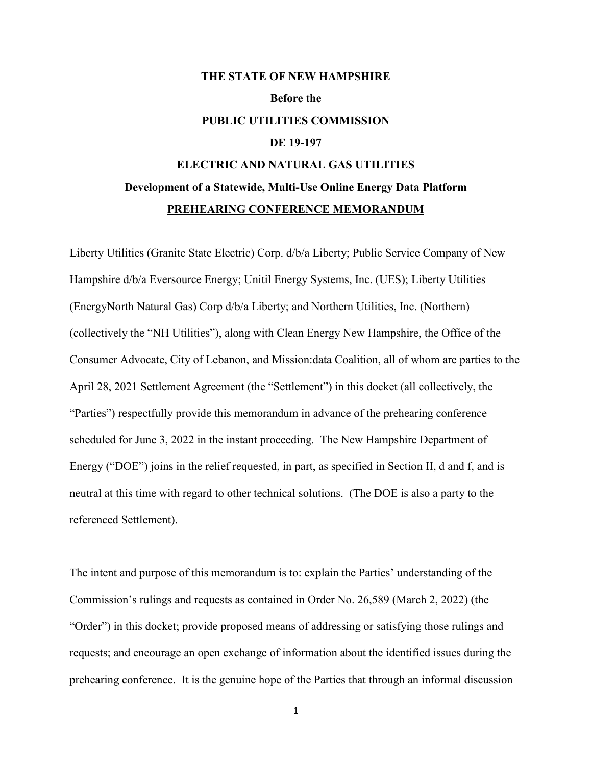**THE STATE OF NEW HAMPSHIRE**

**Before the**

**PUBLIC UTILITIES COMMISSION**

**DE 19-197**

**ELECTRIC AND NATURAL GAS UTILITIES**

**Development of a Statewide, Multi-Use Online Energy Data Platform**

**PREHEARING CONFERENCE MEMORANDUM**

Liberty Utilities (Granite State Electric) Corp. d/b/a Liberty; Public Service Company of New Hampshire d/b/a Eversource Energy; Unitil Energy Systems, Inc. (UES); Liberty Utilities (EnergyNorth Natural Gas) Corp d/b/a Liberty; and Northern Utilities, Inc. (Northern) (collectively the "NH Utilities"), along with Clean Energy New Hampshire, the Office of the Consumer Advocate, City of Lebanon, and Mission:data Coalition, all of whom are parties to the April 28, 2021 Settlement Agreement (the "Settlement") in this docket (all collectively, the "Parties") respectfully provide this memorandum in advance of the prehearing conference scheduled for June 3, 2022 in the instant proceeding. The New Hampshire Department of Energy ("DOE") joins in the relief requested, in part, as specified in Section II, d and f, and is neutral at this time with regard to other technical solutions. (The DOE is also a party to the referenced Settlement).

The intent and purpose of this memorandum is to: explain the Parties' understanding of the Commission's rulings and requests as contained in Order No. 26,589 (March 2, 2022) (the "Order") in this docket; provide proposed means of addressing or satisfying those rulings and requests; and encourage an open exchange of information about the identified issues during the prehearing conference. It is the genuine hope of the Parties that through an informal discussion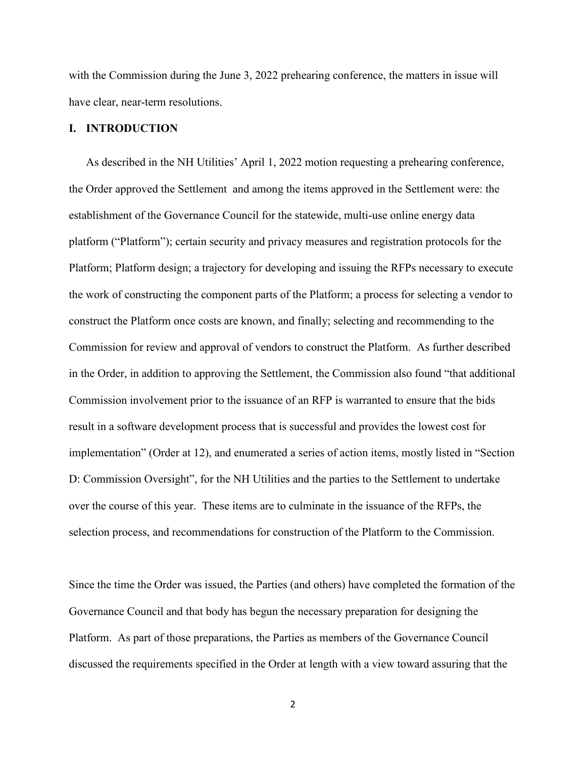with the Commission during the June 3, 2022 prehearing conference, the matters in issue will have clear, near-term resolutions.

## I. INTRODUCTION

As described in the NH Utilities' April 1, 2022 motion requesting a prehearing conference, the Order approved the Settlement and among the items approved in the Settlement were: the establishment of the Governance Council for the statewide, multi-use online energy data platform ("Platform"); certain security and privacy measures and registration protocols for the Platform; Platform design; a trajectory for developing and issuing the RFPs necessary to execute the work of constructing the component parts of the Platform; a process for selecting a vendor to construct the Platform once costs are known, and finally; selecting and recommending to the Commission for review and approval of vendors to construct the Platform. As further described in the Order, in addition to approving the Settlement, the Commission also found "that additional Commission involvement prior to the issuance of an RFP is warranted to ensure that the bids result in a software development process that is successful and provides the lowest cost for implementation" (Order at 12), and enumerated a series of action items, mostly listed in "Section D: Commission Oversight", for the NH Utilities and the parties to the Settlement to undertake over the course of this year. These items are to culminate in the issuance of the RFPs, the selection process, and recommendations for construction of the Platform to the Commission.

Since the time the Order was issued, the Parties (and others) have completed the formation of the Governance Council and that body has begun the necessary preparation for designing the Platform. As part of those preparations, the Parties as members of the Governance Council discussed the requirements specified in the Order at length with a view toward assuring that the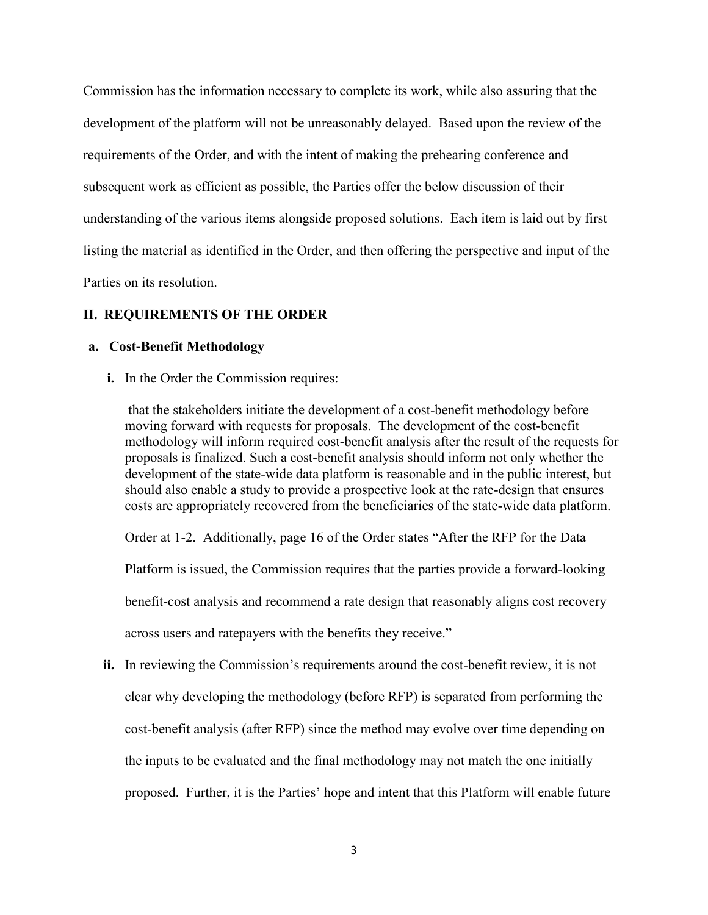Commission has the information necessary to complete its work, while also assuring that the development of the platform will not be unreasonably delayed. Based upon the review of the requirements of the Order, and with the intent of making the prehearing conference and subsequent work as efficient as possible, the Parties offer the below discussion of their understanding of the various items alongside proposed solutions. Each item is laid out by first listing the material as identified in the Order, and then offering the perspective and input of the Parties on its resolution.

## II. REQUIREMENTS OF THE ORDER

### a. Cost-Benefit Methodology

**i.** In the Order the Commission requires:

> that the stakeholders initiate the development of a cost-benefit methodology before moving forward with requests for proposals. The development of the cost-benefit methodology will inform required cost-benefit analysis after the result of the requests for proposals is finalized. Such a cost-benefit analysis should inform not only whether the development of the state-wide data platform is reasonable and in the public interest, but should also enable a study to provide a prospective look at the rate-design that ensures costs are appropriately recovered from the beneficiaries of the state-wide data platform.

Order at 1-2. Additionally, page 16 of the Order states "After the RFP for the Data Platform is issued, the Commission requires that the parties provide a forward-looking benefit-cost analysis and recommend a rate design that reasonably aligns cost recovery across users and ratepayers with the benefits they receive."

**ii.** In reviewing the Commission's requirements around the cost-benefit review, it is not clear why developing the methodology (before RFP) is separated from performing the cost-benefit analysis (after RFP) since the method may evolve over time depending on the inputs to be evaluated and the final methodology may not match the one initially proposed. Further, it is the Parties' hope and intent that this Platform will enable future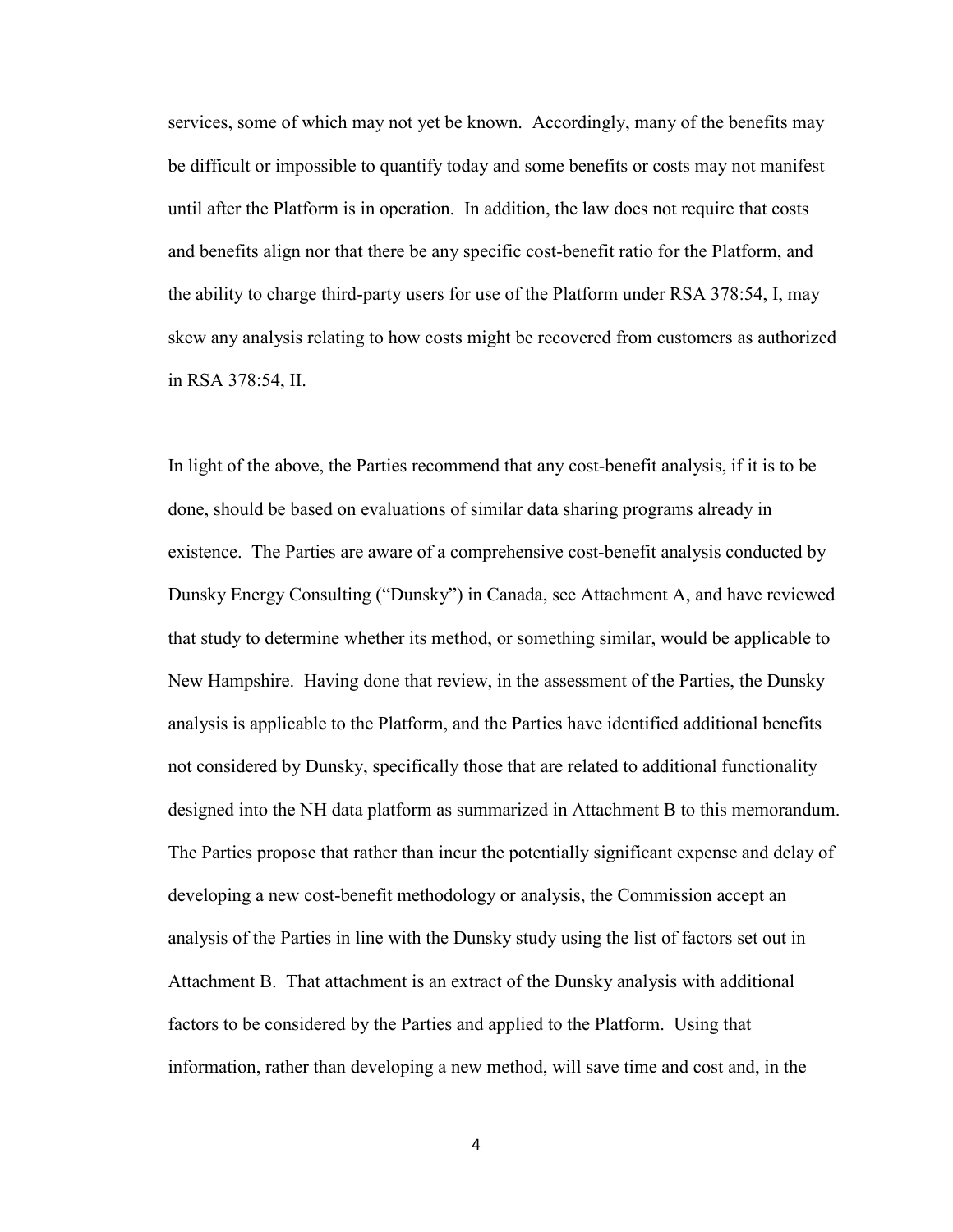services, some of which may not yet be known. Accordingly, many of the benefits may be difficult or impossible to quantify today and some benefits or costs may not manifest until after the Platform is in operation. In addition, the law does not require that costs and benefits align nor that there be any specific cost-benefit ratio for the Platform, and the ability to charge third-party users for use of the Platform under RSA 378:54, I, may skew any analysis relating to how costs might be recovered from customers as authorized in RSA 378:54, II.

In light of the above, the Parties recommend that any cost-benefit analysis, if it is to be done, should be based on evaluations of similar data sharing programs already in existence. The Parties are aware of a comprehensive cost-benefit analysis conducted by Dunsky Energy Consulting ("Dunsky") in Canada, see Attachment A, and have reviewed that study to determine whether its method, or something similar, would be applicable to New Hampshire. Having done that review, in the assessment of the Parties, the Dunsky analysis is applicable to the Platform, and the Parties have identified additional benefits not considered by Dunsky, specifically those that are related to additional functionality designed into the NH data platform as summarized in Attachment B to this memorandum. The Parties propose that rather than incur the potentially significant expense and delay of developing a new cost-benefit methodology or analysis, the Commission accept an analysis of the Parties in line with the Dunsky study using the list of factors set out in Attachment B. That attachment is an extract of the Dunsky analysis with additional factors to be considered by the Parties and applied to the Platform. Using that information, rather than developing a new method, will save time and cost and, in the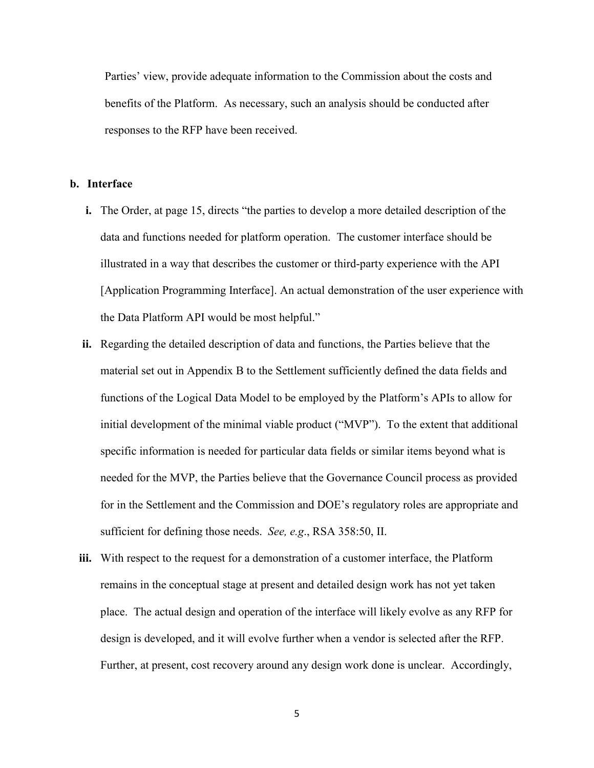Parties' view, provide adequate information to the Commission about the costs and benefits of the Platform. As necessary, such an analysis should be conducted after responses to the RFP have been received.

**b. Interface**

**i.** The Order, at page 15, directs "the parties to develop a more detailed description of the data and functions needed for platform operation. The customer interface should be illustrated in a way that describes the customer or third-party experience with the API [Application Programming Interface]. An actual demonstration of the user experience with the Data Platform API would be most helpful."

**ii.** Regarding the detailed description of data and functions, the Parties believe that the material set out in Appendix B to the Settlement sufficiently defined the data fields and functions of the Logical Data Model to be employed by the Platform's APIs to allow for initial development of the minimal viable product ("MVP"). To the extent that additional specific information is needed for particular data fields or similar items beyond what is needed for the MVP, the Parties believe that the Governance Council process as provided for in the Settlement and the Commission and DOE's regulatory roles are appropriate and sufficient for defining those needs. *See, e.g*., RSA 358:50, II.

**iii.** With respect to the request for a demonstration of a customer interface, the Platform remains in the conceptual stage at present and detailed design work has not yet taken place. The actual design and operation of the interface will likely evolve as any RFP for design is developed, and it will evolve further when a vendor is selected after the RFP. Further, at present, cost recovery around any design work done is unclear. Accordingly,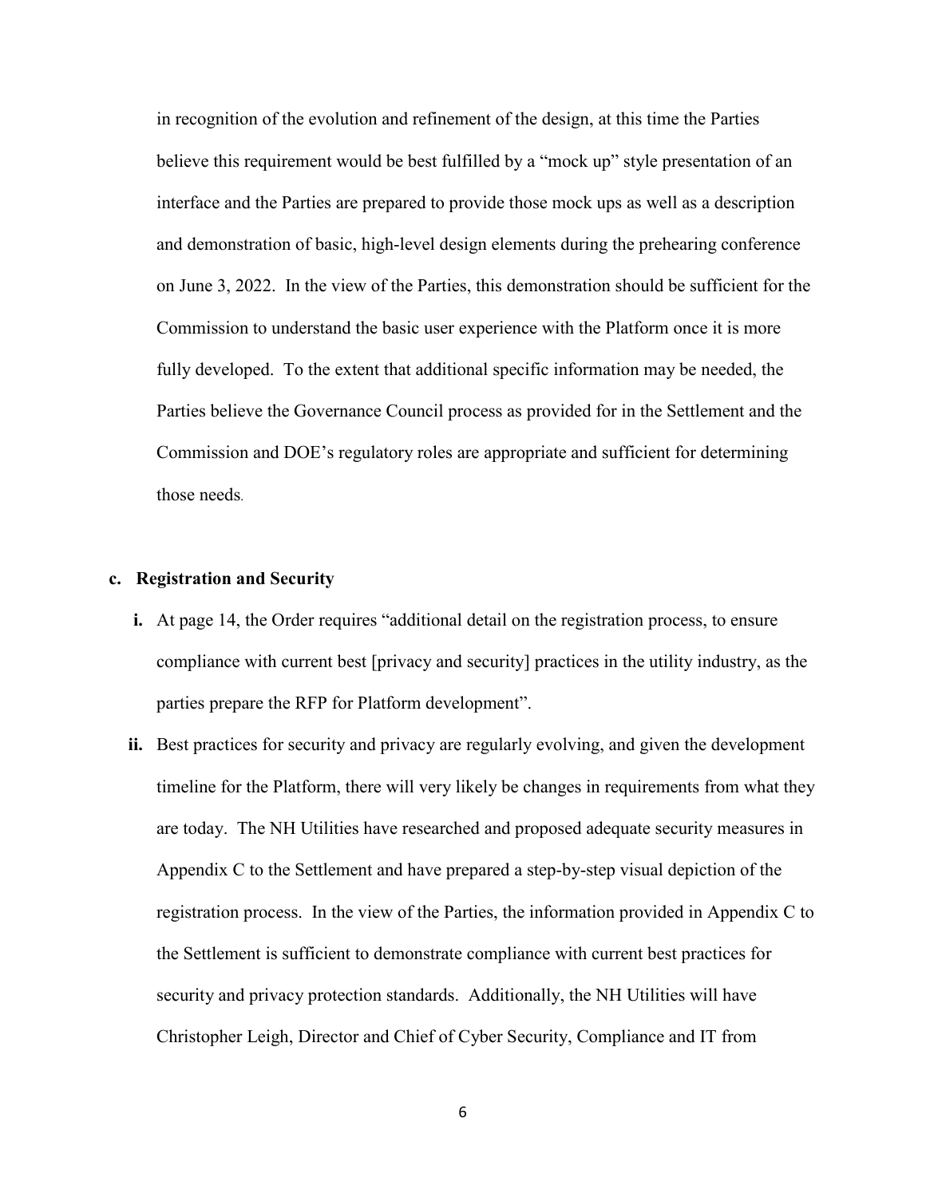in recognition of the evolution and refinement of the design, at this time the Parties believe this requirement would be best fulfilled by a "mock up" style presentation of an interface and the Parties are prepared to provide those mock ups as well as a description and demonstration of basic, high-level design elements during the prehearing conference on June 3, 2022. In the view of the Parties, this demonstration should be sufficient for the Commission to understand the basic user experience with the Platform once it is more fully developed. To the extent that additional specific information may be needed, the Parties believe the Governance Council process as provided for in the Settlement and the Commission and DOE's regulatory roles are appropriate and sufficient for determining those needs.

**c. Registration and Security**

**i.** At page 14, the Order requires "additional detail on the registration process, to ensure compliance with current best [privacy and security] practices in the utility industry, as the parties prepare the RFP for Platform development".

**ii.** Best practices for security and privacy are regularly evolving, and given the development timeline for the Platform, there will very likely be changes in requirements from what they are today. The NH Utilities have researched and proposed adequate security measures in Appendix C to the Settlement and have prepared a step-by-step visual depiction of the registration process. In the view of the Parties, the information provided in Appendix C to the Settlement is sufficient to demonstrate compliance with current best practices for security and privacy protection standards. Additionally, the NH Utilities will have Christopher Leigh, Director and Chief of Cyber Security, Compliance and IT from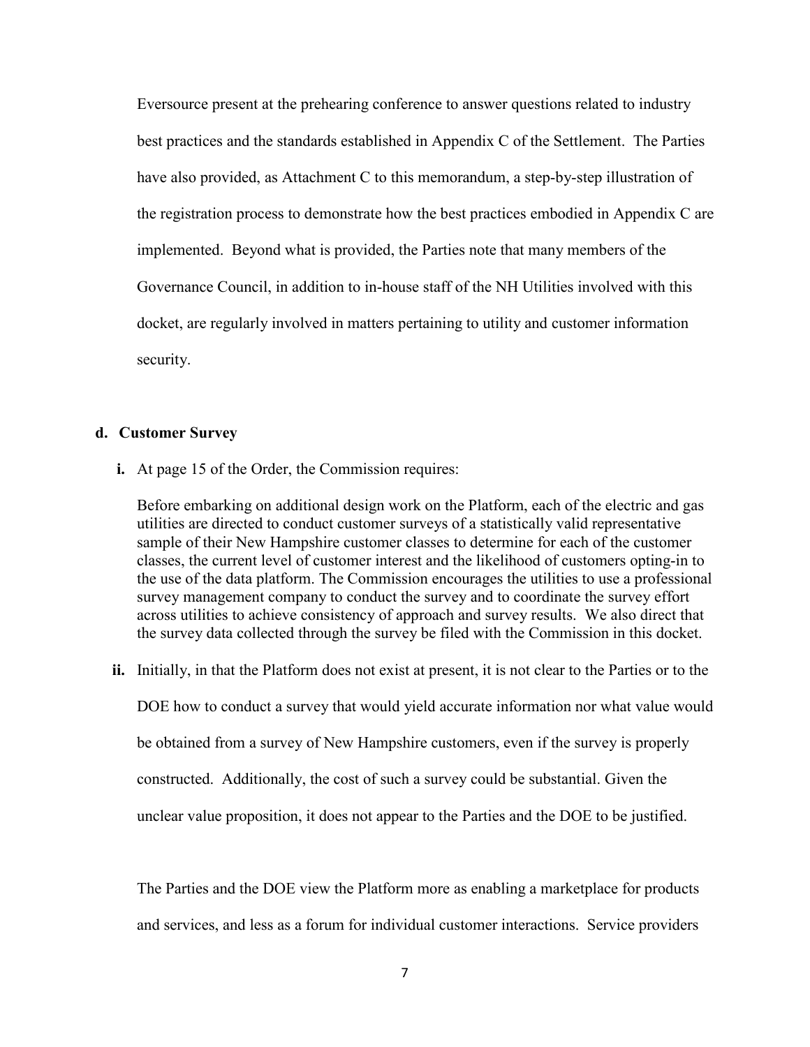Eversource present at the prehearing conference to answer questions related to industry best practices and the standards established in Appendix C of the Settlement. The Parties have also provided, as Attachment C to this memorandum, a step-by-step illustration of the registration process to demonstrate how the best practices embodied in Appendix C are implemented. Beyond what is provided, the Parties note that many members of the Governance Council, in addition to in-house staff of the NH Utilities involved with this docket, are regularly involved in matters pertaining to utility and customer information security.

**d. Customer Survey**

**i.** At page 15 of the Order, the Commission requires:

> Before embarking on additional design work on the Platform, each of the electric and gas utilities are directed to conduct customer surveys of a statistically valid representative sample of their New Hampshire customer classes to determine for each of the customer classes, the current level of customer interest and the likelihood of customers opting-in to the use of the data platform. The Commission encourages the utilities to use a professional survey management company to conduct the survey and to coordinate the survey effort across utilities to achieve consistency of approach and survey results. We also direct that the survey data collected through the survey be filed with the Commission in this docket.

**ii.** Initially, in that the Platform does not exist at present, it is not clear to the Parties or to the DOE how to conduct a survey that would yield accurate information nor what value would be obtained from a survey of New Hampshire customers, even if the survey is properly constructed. Additionally, the cost of such a survey could be substantial. Given the unclear value proposition, it does not appear to the Parties and the DOE to be justified.

The Parties and the DOE view the Platform more as enabling a marketplace for products and services, and less as a forum for individual customer interactions. Service providers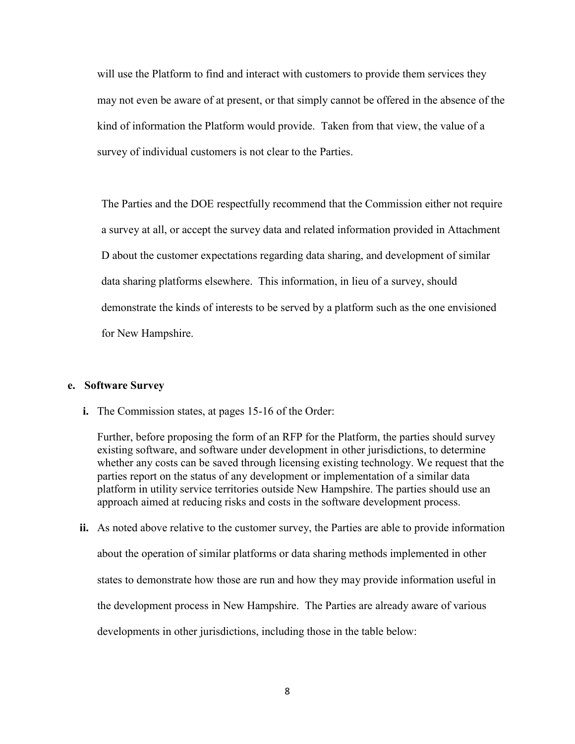will use the Platform to find and interact with customers to provide them services they may not even be aware of at present, or that simply cannot be offered in the absence of the kind of information the Platform would provide. Taken from that view, the value of a survey of individual customers is not clear to the Parties.

The Parties and the DOE respectfully recommend that the Commission either not require a survey at all, or accept the survey data and related information provided in Attachment D about the customer expectations regarding data sharing, and development of similar data sharing platforms elsewhere. This information, in lieu of a survey, should demonstrate the kinds of interests to be served by a platform such as the one envisioned for New Hampshire.

**e. Software Survey**

**i.** The Commission states, at pages 15-16 of the Order:

> Further, before proposing the form of an RFP for the Platform, the parties should survey existing software, and software under development in other jurisdictions, to determine whether any costs can be saved through licensing existing technology. We request that the parties report on the status of any development or implementation of a similar data platform in utility service territories outside New Hampshire. The parties should use an approach aimed at reducing risks and costs in the software development process.

**ii.** As noted above relative to the customer survey, the Parties are able to provide information about the operation of similar platforms or data sharing methods implemented in other states to demonstrate how those are run and how they may provide information useful in the development process in New Hampshire. The Parties are already aware of various developments in other jurisdictions, including those in the table below: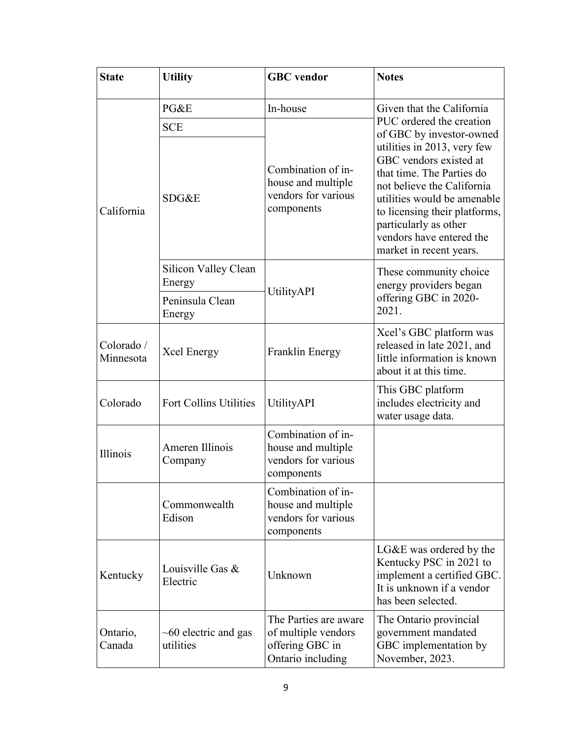| State | Utility | GBC vendor | Notes |
|---|---|---|---|
| California | PG&E | In-house | Given that the California PUC ordered the creation of GBC by investor-owned utilities in 2013, very few GBC vendors existed at that time. The Parties do not believe the California utilities would be amenable to licensing their platforms, particularly as other vendors have entered the market in recent years. |
| | SCE | Combination of in-house and multiple vendors for various components | |
| | SDG&E | | |
| | Silicon Valley Clean Energy | UtilityAPI | These community choice energy providers began offering GBC in 2020-2021. |
| | Peninsula Clean Energy | | |
| Colorado / Minnesota | Xcel Energy | Franklin Energy | Xcel's GBC platform was released in late 2021, and little information is known about it at this time. |
| Colorado | Fort Collins Utilities | UtilityAPI | This GBC platform includes electricity and water usage data. |
| Illinois | Ameren Illinois Company | Combination of in-house and multiple vendors for various components | |
| | Commonwealth Edison | Combination of in-house and multiple vendors for various components | |
| Kentucky | Louisville Gas & Electric | Unknown | LG&E was ordered by the Kentucky PSC in 2021 to implement a certified GBC. It is unknown if a vendor has been selected. |
| Ontario, Canada | ~60 electric and gas utilities | The Parties are aware of multiple vendors offering GBC in Ontario including | The Ontario provincial government mandated GBC implementation by November, 2023. |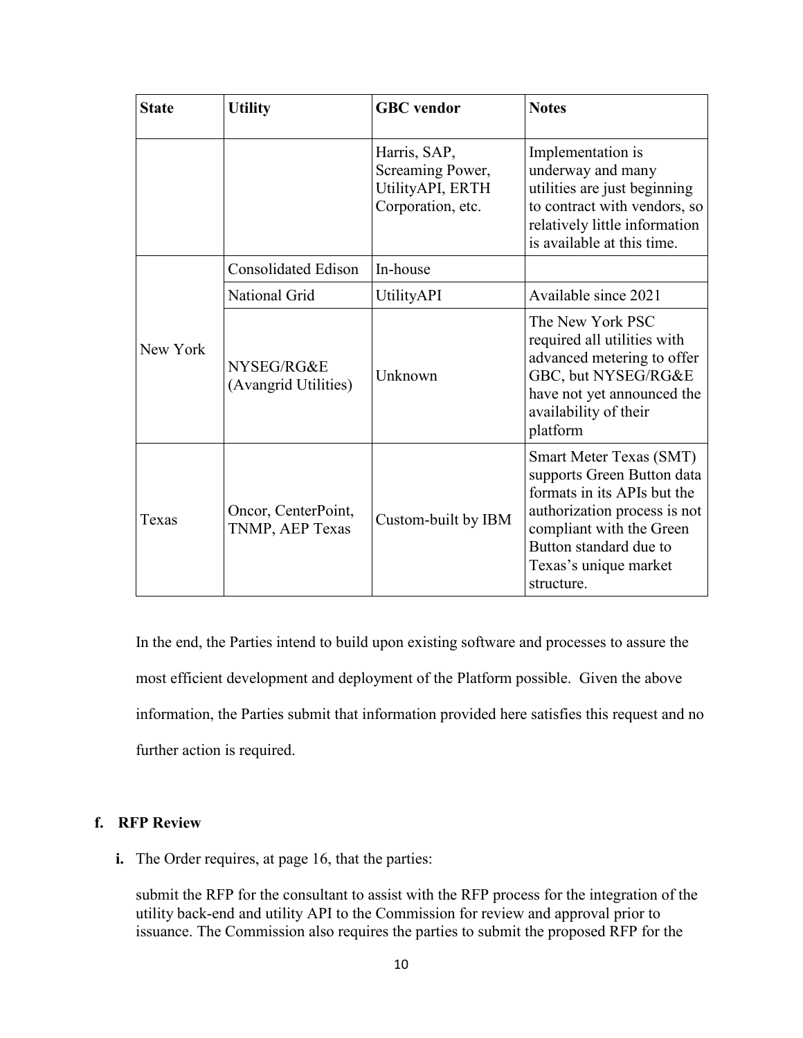| State | Utility | GBC vendor | Notes |
|---|---|---|---|
| | | Harris, SAP, Screaming Power, UtilityAPI, ERTH Corporation, etc. | Implementation is underway and many utilities are just beginning to contract with vendors, so relatively little information is available at this time. |
| New York | Consolidated Edison | In-house | |
| | National Grid | UtilityAPI | Available since 2021 |
| | NYSEG/RG&E (Avangrid Utilities) | Unknown | The New York PSC required all utilities with advanced metering to offer GBC, but NYSEG/RG&E have not yet announced the availability of their platform |
| Texas | Oncor, CenterPoint, TNMP, AEP Texas | Custom-built by IBM | Smart Meter Texas (SMT) supports Green Button data formats in its APIs but the authorization process is not compliant with the Green Button standard due to Texas's unique market structure. |

In the end, the Parties intend to build upon existing software and processes to assure the most efficient development and deployment of the Platform possible. Given the above information, the Parties submit that information provided here satisfies this request and no further action is required.

### f. RFP Review

**i.** The Order requires, at page 16, that the parties:

> submit the RFP for the consultant to assist with the RFP process for the integration of the utility back-end and utility API to the Commission for review and approval prior to issuance. The Commission also requires the parties to submit the proposed RFP for the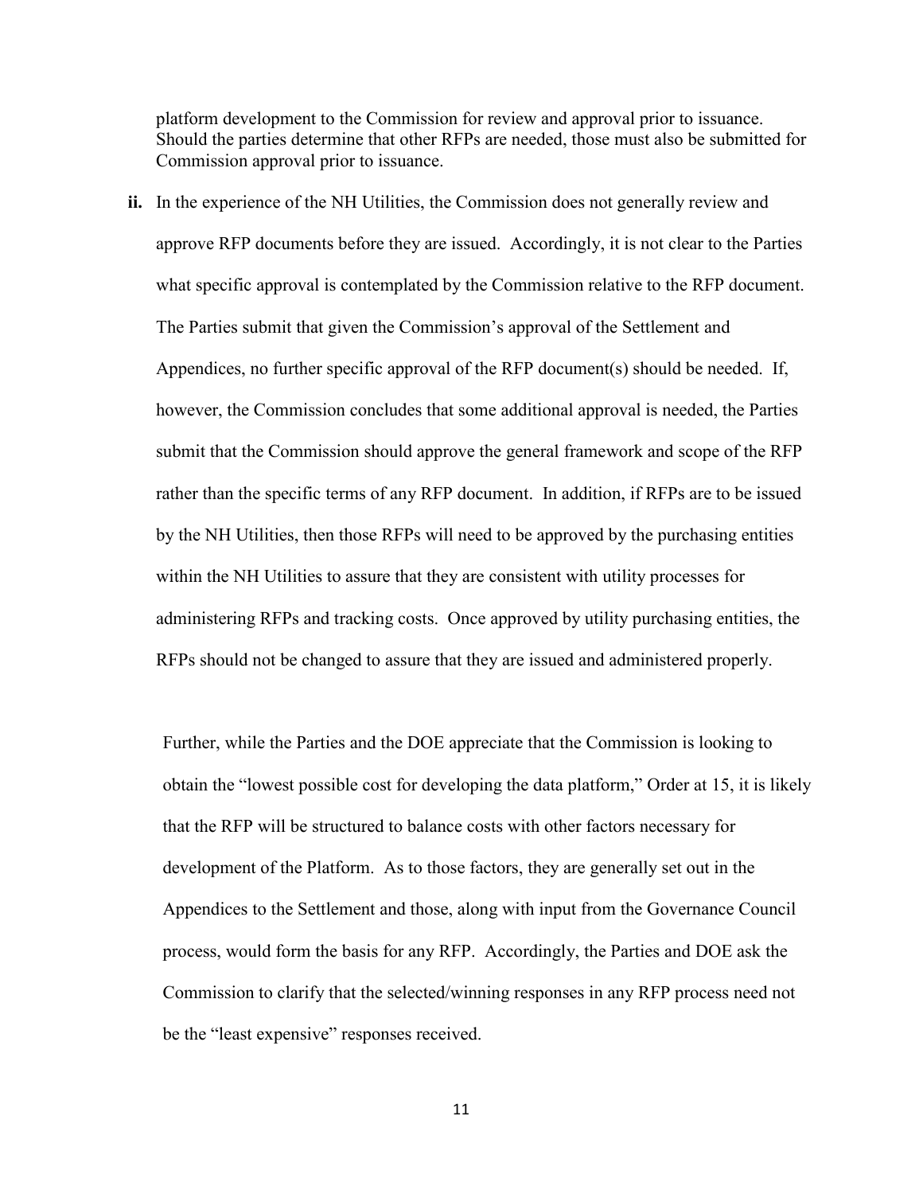platform development to the Commission for review and approval prior to issuance. Should the parties determine that other RFPs are needed, those must also be submitted for Commission approval prior to issuance.

**ii.** In the experience of the NH Utilities, the Commission does not generally review and approve RFP documents before they are issued. Accordingly, it is not clear to the Parties what specific approval is contemplated by the Commission relative to the RFP document. The Parties submit that given the Commission's approval of the Settlement and Appendices, no further specific approval of the RFP document(s) should be needed. If, however, the Commission concludes that some additional approval is needed, the Parties submit that the Commission should approve the general framework and scope of the RFP rather than the specific terms of any RFP document. In addition, if RFPs are to be issued by the NH Utilities, then those RFPs will need to be approved by the purchasing entities within the NH Utilities to assure that they are consistent with utility processes for administering RFPs and tracking costs. Once approved by utility purchasing entities, the RFPs should not be changed to assure that they are issued and administered properly.

Further, while the Parties and the DOE appreciate that the Commission is looking to obtain the "lowest possible cost for developing the data platform," Order at 15, it is likely that the RFP will be structured to balance costs with other factors necessary for development of the Platform. As to those factors, they are generally set out in the Appendices to the Settlement and those, along with input from the Governance Council process, would form the basis for any RFP. Accordingly, the Parties and DOE ask the Commission to clarify that the selected/winning responses in any RFP process need not be the "least expensive" responses received.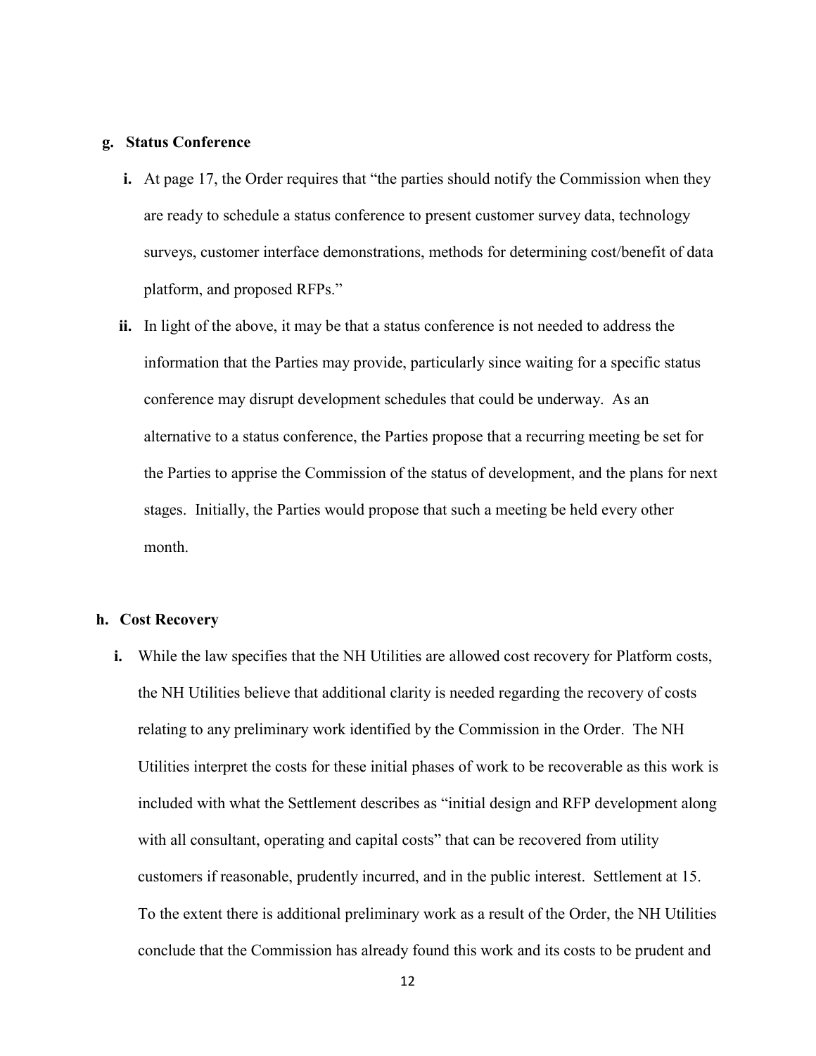**g. Status Conference**

**i.** At page 17, the Order requires that "the parties should notify the Commission when they are ready to schedule a status conference to present customer survey data, technology surveys, customer interface demonstrations, methods for determining cost/benefit of data platform, and proposed RFPs."

**ii.** In light of the above, it may be that a status conference is not needed to address the information that the Parties may provide, particularly since waiting for a specific status conference may disrupt development schedules that could be underway. As an alternative to a status conference, the Parties propose that a recurring meeting be set for the Parties to apprise the Commission of the status of development, and the plans for next stages. Initially, the Parties would propose that such a meeting be held every other month.

**h. Cost Recovery**

**i.** While the law specifies that the NH Utilities are allowed cost recovery for Platform costs, the NH Utilities believe that additional clarity is needed regarding the recovery of costs relating to any preliminary work identified by the Commission in the Order. The NH Utilities interpret the costs for these initial phases of work to be recoverable as this work is included with what the Settlement describes as "initial design and RFP development along with all consultant, operating and capital costs" that can be recovered from utility customers if reasonable, prudently incurred, and in the public interest. Settlement at 15. To the extent there is additional preliminary work as a result of the Order, the NH Utilities conclude that the Commission has already found this work and its costs to be prudent and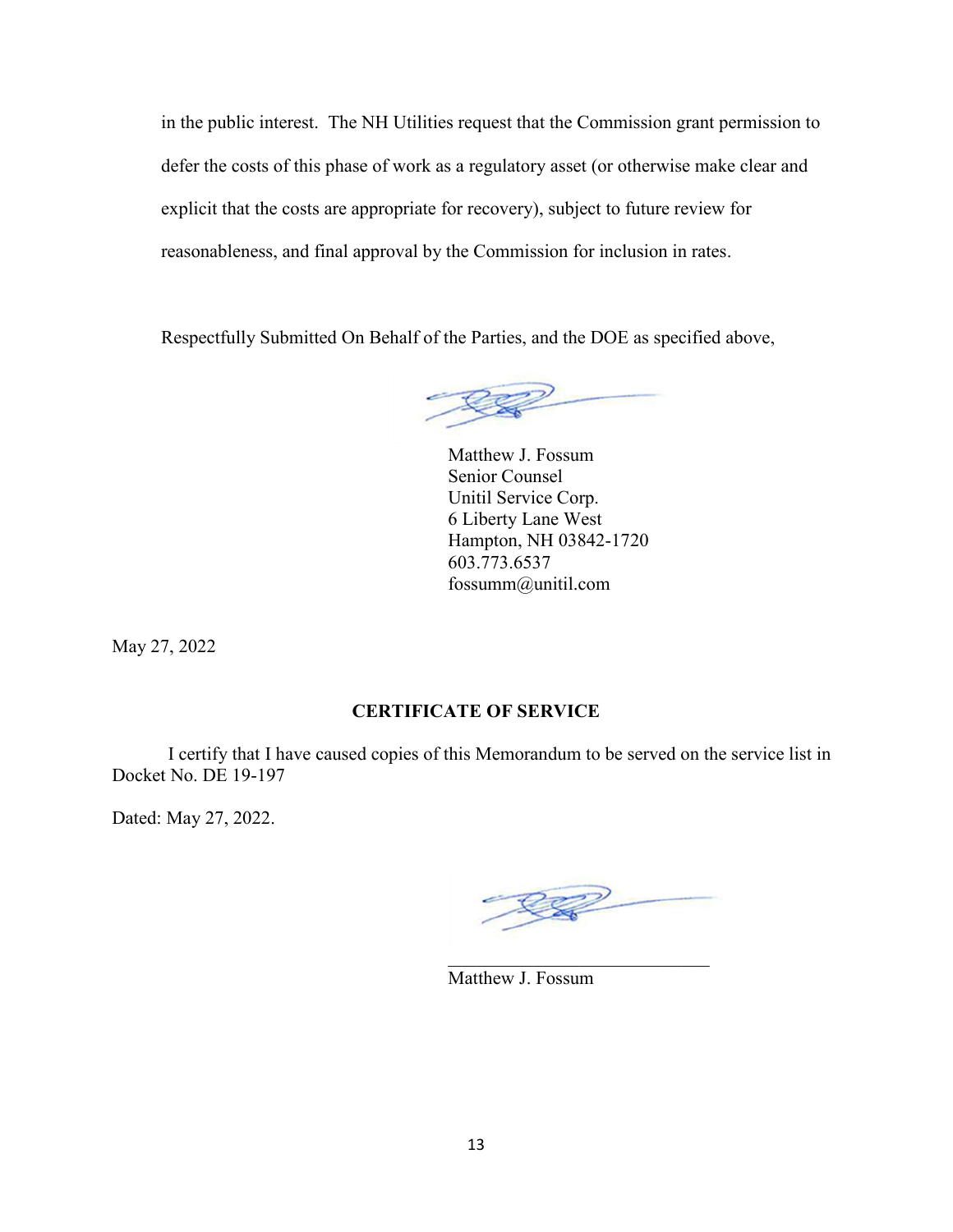in the public interest. The NH Utilities request that the Commission grant permission to defer the costs of this phase of work as a regulatory asset (or otherwise make clear and explicit that the costs are appropriate for recovery), subject to future review for reasonableness, and final approval by the Commission for inclusion in rates.

Respectfully Submitted On Behalf of the Parties, and the DOE as specified above,

Matthew J. Fossum  
Senior Counsel  
Unitil Service Corp.  
6 Liberty Lane West  
Hampton, NH 03842-1720  
603.773.6537  
fossumm@unitil.com

May 27, 2022

**CERTIFICATE OF SERVICE**

I certify that I have caused copies of this Memorandum to be served on the service list in Docket No. DE 19-197

Dated: May 27, 2022.

\_\_\_\_\_\_\_\_\_\_\_\_\_\_\_\_\_\_\_\_\_\_\_\_\_\_\_\_\_\_

Matthew J. Fossum